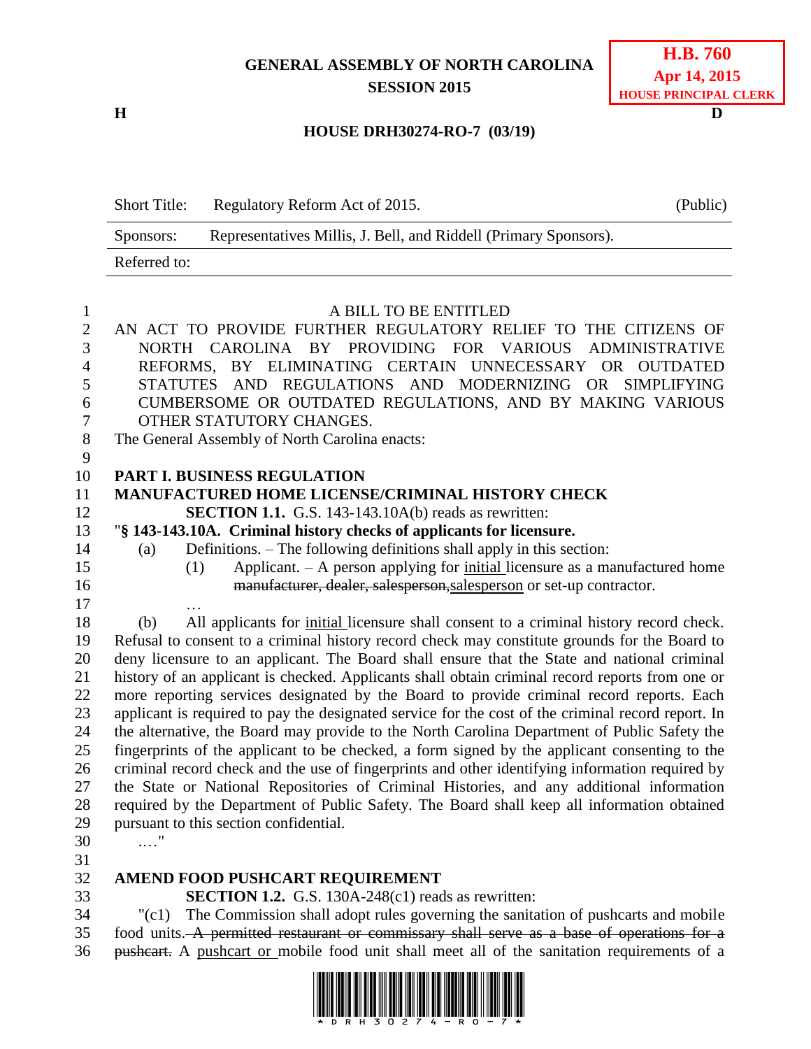GENERAL ASSEMBLY OF NORTH CAROLINA
SESSION 2015

**H.B. 760**
**Apr 14, 2015**
**HOUSE PRINCIPAL CLERK**

H D

**HOUSE DRH30274-RO-7 (03/19)**

| Short Title: | Regulatory Reform Act of 2015. | (Public) |
|---|---|---|
| Sponsors: | Representatives Millis, J. Bell, and Riddell (Primary Sponsors). | |
| Referred to: | | |

A BILL TO BE ENTITLED

AN ACT TO PROVIDE FURTHER REGULATORY RELIEF TO THE CITIZENS OF NORTH CAROLINA BY PROVIDING FOR VARIOUS ADMINISTRATIVE REFORMS, BY ELIMINATING CERTAIN UNNECESSARY OR OUTDATED STATUTES AND REGULATIONS AND MODERNIZING OR SIMPLIFYING CUMBERSOME OR OUTDATED REGULATIONS, AND BY MAKING VARIOUS OTHER STATUTORY CHANGES.

The General Assembly of North Carolina enacts:

**PART I. BUSINESS REGULATION**

**MANUFACTURED HOME LICENSE/CRIMINAL HISTORY CHECK**

**SECTION 1.1.** G.S. 143-143.10A(b) reads as rewritten:

"**§ 143-143.10A. Criminal history checks of applicants for licensure.**

(a) Definitions. – The following definitions shall apply in this section:

(1) Applicant. – A person applying for <u>initial</u> licensure as a manufactured home ~~manufacturer, dealer, salesperson,~~<u>salesperson</u> or set-up contractor.

…

(b) All applicants for <u>initial</u> licensure shall consent to a criminal history record check. Refusal to consent to a criminal history record check may constitute grounds for the Board to deny licensure to an applicant. The Board shall ensure that the State and national criminal history of an applicant is checked. Applicants shall obtain criminal record reports from one or more reporting services designated by the Board to provide criminal record reports. Each applicant is required to pay the designated service for the cost of the criminal record report. In the alternative, the Board may provide to the North Carolina Department of Public Safety the fingerprints of the applicant to be checked, a form signed by the applicant consenting to the criminal record check and the use of fingerprints and other identifying information required by the State or National Repositories of Criminal Histories, and any additional information required by the Department of Public Safety. The Board shall keep all information obtained pursuant to this section confidential.

…."

**AMEND FOOD PUSHCART REQUIREMENT**

**SECTION 1.2.** G.S. 130A-248(c1) reads as rewritten:

"(c1) The Commission shall adopt rules governing the sanitation of pushcarts and mobile food units. ~~A permitted restaurant or commissary shall serve as a base of operations for a pushcart.~~ A <u>pushcart or</u> mobile food unit shall meet all of the sanitation requirements of a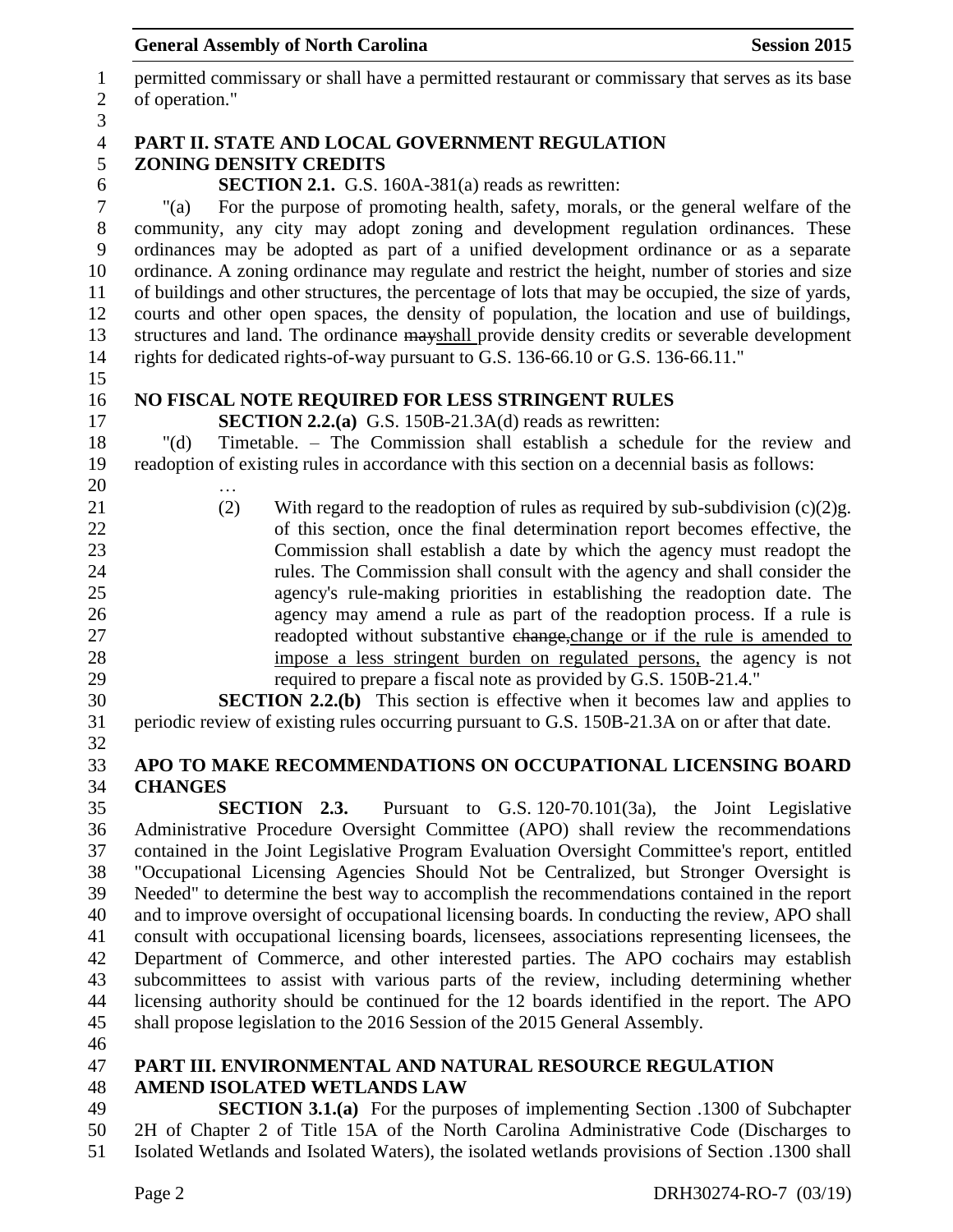permitted commissary or shall have a permitted restaurant or commissary that serves as its base of operation."

## PART II. STATE AND LOCAL GOVERNMENT REGULATION

### ZONING DENSITY CREDITS

**SECTION 2.1.** G.S. 160A-381(a) reads as rewritten:

"(a) For the purpose of promoting health, safety, morals, or the general welfare of the community, any city may adopt zoning and development regulation ordinances. These ordinances may be adopted as part of a unified development ordinance or as a separate ordinance. A zoning ordinance may regulate and restrict the height, number of stories and size of buildings and other structures, the percentage of lots that may be occupied, the size of yards, courts and other open spaces, the density of population, the location and use of buildings, structures and land. The ordinance ~~may~~shall provide density credits or severable development rights for dedicated rights-of-way pursuant to G.S. 136-66.10 or G.S. 136-66.11."

### NO FISCAL NOTE REQUIRED FOR LESS STRINGENT RULES

**SECTION 2.2.(a)** G.S. 150B-21.3A(d) reads as rewritten:

"(d) Timetable. – The Commission shall establish a schedule for the review and readoption of existing rules in accordance with this section on a decennial basis as follows:

…

(2) With regard to the readoption of rules as required by sub-subdivision (c)(2)g. of this section, once the final determination report becomes effective, the Commission shall establish a date by which the agency must readopt the rules. The Commission shall consult with the agency and shall consider the agency's rule-making priorities in establishing the readoption date. The agency may amend a rule as part of the readoption process. If a rule is readopted without substantive ~~change,~~change or if the rule is amended to impose a less stringent burden on regulated persons, the agency is not required to prepare a fiscal note as provided by G.S. 150B-21.4."

**SECTION 2.2.(b)** This section is effective when it becomes law and applies to periodic review of existing rules occurring pursuant to G.S. 150B-21.3A on or after that date.

### APO TO MAKE RECOMMENDATIONS ON OCCUPATIONAL LICENSING BOARD CHANGES

**SECTION 2.3.** Pursuant to G.S. 120-70.101(3a), the Joint Legislative Administrative Procedure Oversight Committee (APO) shall review the recommendations contained in the Joint Legislative Program Evaluation Oversight Committee's report, entitled "Occupational Licensing Agencies Should Not be Centralized, but Stronger Oversight is Needed" to determine the best way to accomplish the recommendations contained in the report and to improve oversight of occupational licensing boards. In conducting the review, APO shall consult with occupational licensing boards, licensees, associations representing licensees, the Department of Commerce, and other interested parties. The APO cochairs may establish subcommittees to assist with various parts of the review, including determining whether licensing authority should be continued for the 12 boards identified in the report. The APO shall propose legislation to the 2016 Session of the 2015 General Assembly.

## PART III. ENVIRONMENTAL AND NATURAL RESOURCE REGULATION

### AMEND ISOLATED WETLANDS LAW

**SECTION 3.1.(a)** For the purposes of implementing Section .1300 of Subchapter 2H of Chapter 2 of Title 15A of the North Carolina Administrative Code (Discharges to Isolated Wetlands and Isolated Waters), the isolated wetlands provisions of Section .1300 shall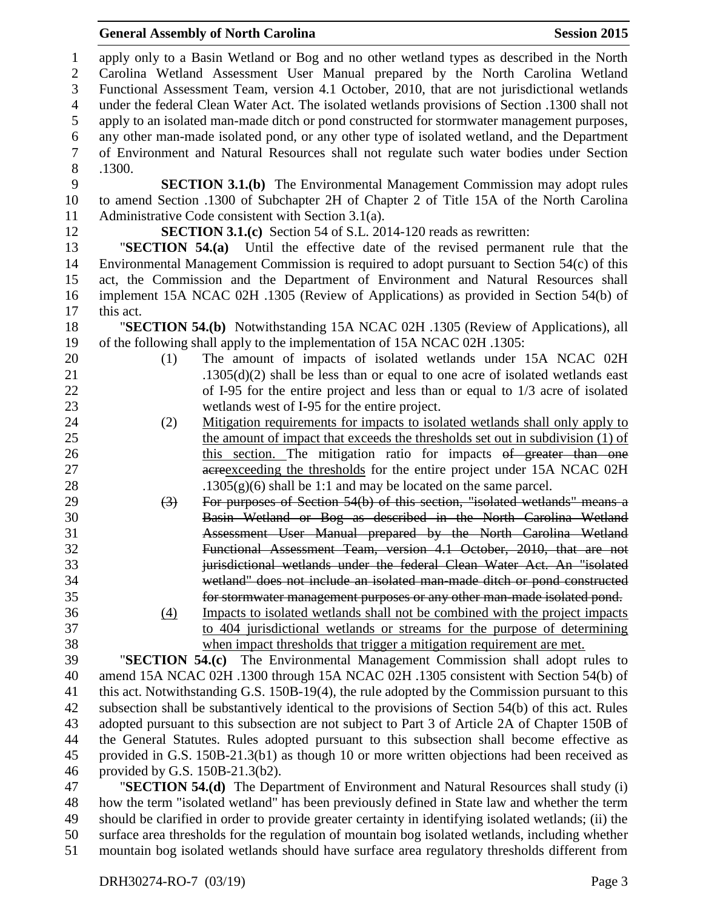apply only to a Basin Wetland or Bog and no other wetland types as described in the North Carolina Wetland Assessment User Manual prepared by the North Carolina Wetland Functional Assessment Team, version 4.1 October, 2010, that are not jurisdictional wetlands under the federal Clean Water Act. The isolated wetlands provisions of Section .1300 shall not apply to an isolated man-made ditch or pond constructed for stormwater management purposes, any other man-made isolated pond, or any other type of isolated wetland, and the Department of Environment and Natural Resources shall not regulate such water bodies under Section .1300.

**SECTION 3.1.(b)** The Environmental Management Commission may adopt rules to amend Section .1300 of Subchapter 2H of Chapter 2 of Title 15A of the North Carolina Administrative Code consistent with Section 3.1(a).

**SECTION 3.1.(c)** Section 54 of S.L. 2014-120 reads as rewritten:

"**SECTION 54.(a)** Until the effective date of the revised permanent rule that the Environmental Management Commission is required to adopt pursuant to Section 54(c) of this act, the Commission and the Department of Environment and Natural Resources shall implement 15A NCAC 02H .1305 (Review of Applications) as provided in Section 54(b) of this act.

"**SECTION 54.(b)** Notwithstanding 15A NCAC 02H .1305 (Review of Applications), all of the following shall apply to the implementation of 15A NCAC 02H .1305:

(1) The amount of impacts of isolated wetlands under 15A NCAC 02H .1305(d)(2) shall be less than or equal to one acre of isolated wetlands east of I-95 for the entire project and less than or equal to 1/3 acre of isolated wetlands west of I-95 for the entire project.

(2) <u>Mitigation requirements for impacts to isolated wetlands shall only apply to the amount of impact that exceeds the thresholds set out in subdivision (1) of this section.</u> The mitigation ratio for impacts ~~of greater than one acre~~<u>exceeding the thresholds</u> for the entire project under 15A NCAC 02H .1305(g)(6) shall be 1:1 and may be located on the same parcel.

~~(3) For purposes of Section 54(b) of this section, "isolated wetlands" means a Basin Wetland or Bog as described in the North Carolina Wetland Assessment User Manual prepared by the North Carolina Wetland Functional Assessment Team, version 4.1 October, 2010, that are not jurisdictional wetlands under the federal Clean Water Act. An "isolated wetland" does not include an isolated man-made ditch or pond constructed for stormwater management purposes or any other man-made isolated pond.~~

<u>(4) Impacts to isolated wetlands shall not be combined with the project impacts to 404 jurisdictional wetlands or streams for the purpose of determining when impact thresholds that trigger a mitigation requirement are met.</u>

"**SECTION 54.(c)** The Environmental Management Commission shall adopt rules to amend 15A NCAC 02H .1300 through 15A NCAC 02H .1305 consistent with Section 54(b) of this act. Notwithstanding G.S. 150B-19(4), the rule adopted by the Commission pursuant to this subsection shall be substantively identical to the provisions of Section 54(b) of this act. Rules adopted pursuant to this subsection are not subject to Part 3 of Article 2A of Chapter 150B of the General Statutes. Rules adopted pursuant to this subsection shall become effective as provided in G.S. 150B-21.3(b1) as though 10 or more written objections had been received as provided by G.S. 150B-21.3(b2).

"**SECTION 54.(d)** The Department of Environment and Natural Resources shall study (i) how the term "isolated wetland" has been previously defined in State law and whether the term should be clarified in order to provide greater certainty in identifying isolated wetlands; (ii) the surface area thresholds for the regulation of mountain bog isolated wetlands, including whether mountain bog isolated wetlands should have surface area regulatory thresholds different from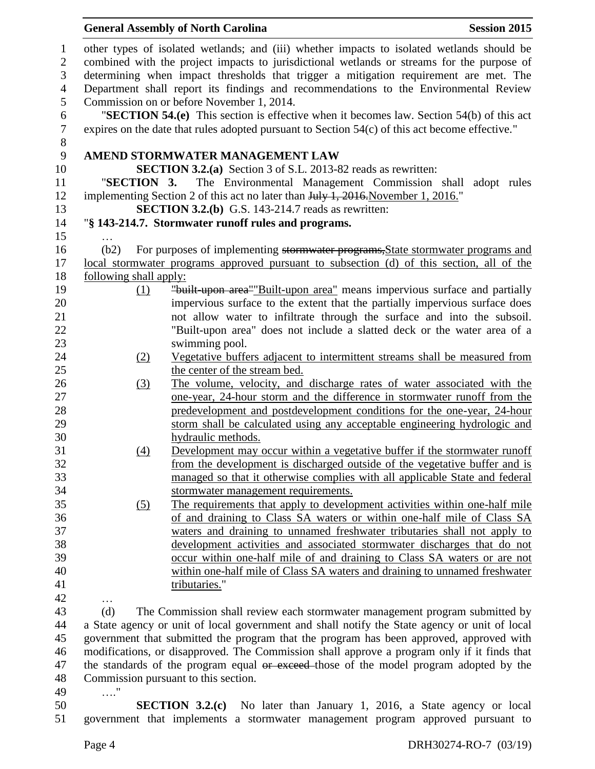other types of isolated wetlands; and (iii) whether impacts to isolated wetlands should be combined with the project impacts to jurisdictional wetlands or streams for the purpose of determining when impact thresholds that trigger a mitigation requirement are met. The Department shall report its findings and recommendations to the Environmental Review Commission on or before November 1, 2014.

"**SECTION 54.(e)** This section is effective when it becomes law. Section 54(b) of this act expires on the date that rules adopted pursuant to Section 54(c) of this act become effective."

**AMEND STORMWATER MANAGEMENT LAW**

**SECTION 3.2.(a)** Section 3 of S.L. 2013-82 reads as rewritten:

"**SECTION 3.** The Environmental Management Commission shall adopt rules implementing Section 2 of this act no later than ~~July 1, 2016.~~November 1, 2016."

**SECTION 3.2.(b)** G.S. 143-214.7 reads as rewritten:

"**§ 143-214.7. Stormwater runoff rules and programs.**

…

(b2) For purposes of implementing ~~stormwater programs,~~State stormwater programs and local stormwater programs approved pursuant to subsection (d) of this section, all of the following shall apply:

(1) ~~"built-upon area"~~"Built-upon area" means impervious surface and partially impervious surface to the extent that the partially impervious surface does not allow water to infiltrate through the surface and into the subsoil. "Built-upon area" does not include a slatted deck or the water area of a swimming pool.

(2) Vegetative buffers adjacent to intermittent streams shall be measured from the center of the stream bed.

(3) The volume, velocity, and discharge rates of water associated with the one-year, 24-hour storm and the difference in stormwater runoff from the predevelopment and postdevelopment conditions for the one-year, 24-hour storm shall be calculated using any acceptable engineering hydrologic and hydraulic methods.

(4) Development may occur within a vegetative buffer if the stormwater runoff from the development is discharged outside of the vegetative buffer and is managed so that it otherwise complies with all applicable State and federal stormwater management requirements.

(5) The requirements that apply to development activities within one-half mile of and draining to Class SA waters or within one-half mile of Class SA waters and draining to unnamed freshwater tributaries shall not apply to development activities and associated stormwater discharges that do not occur within one-half mile of and draining to Class SA waters or are not within one-half mile of Class SA waters and draining to unnamed freshwater tributaries."

…

(d) The Commission shall review each stormwater management program submitted by a State agency or unit of local government and shall notify the State agency or unit of local government that submitted the program that the program has been approved, approved with modifications, or disapproved. The Commission shall approve a program only if it finds that the standards of the program equal ~~or exceed~~ those of the model program adopted by the Commission pursuant to this section.

…."

**SECTION 3.2.(c)** No later than January 1, 2016, a State agency or local government that implements a stormwater management program approved pursuant to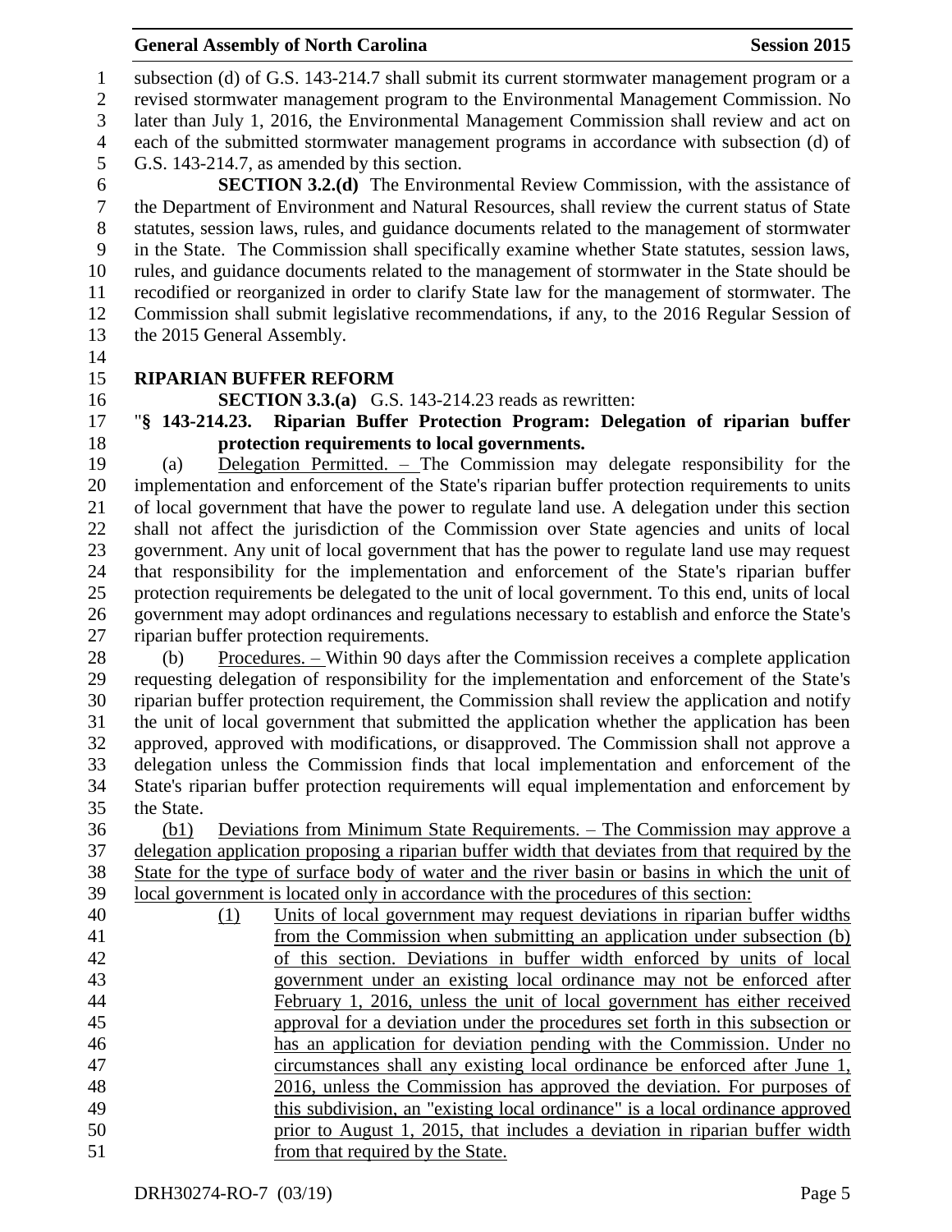subsection (d) of G.S. 143-214.7 shall submit its current stormwater management program or a revised stormwater management program to the Environmental Management Commission. No later than July 1, 2016, the Environmental Management Commission shall review and act on each of the submitted stormwater management programs in accordance with subsection (d) of G.S. 143-214.7, as amended by this section.

**SECTION 3.2.(d)** The Environmental Review Commission, with the assistance of the Department of Environment and Natural Resources, shall review the current status of State statutes, session laws, rules, and guidance documents related to the management of stormwater in the State. The Commission shall specifically examine whether State statutes, session laws, rules, and guidance documents related to the management of stormwater in the State should be recodified or reorganized in order to clarify State law for the management of stormwater. The Commission shall submit legislative recommendations, if any, to the 2016 Regular Session of the 2015 General Assembly.

**RIPARIAN BUFFER REFORM**

**SECTION 3.3.(a)** G.S. 143-214.23 reads as rewritten:

"**§ 143-214.23. Riparian Buffer Protection Program: Delegation of riparian buffer protection requirements to local governments.**

(a) Delegation Permitted. – The Commission may delegate responsibility for the implementation and enforcement of the State's riparian buffer protection requirements to units of local government that have the power to regulate land use. A delegation under this section shall not affect the jurisdiction of the Commission over State agencies and units of local government. Any unit of local government that has the power to regulate land use may request that responsibility for the implementation and enforcement of the State's riparian buffer protection requirements be delegated to the unit of local government. To this end, units of local government may adopt ordinances and regulations necessary to establish and enforce the State's riparian buffer protection requirements.

(b) Procedures. – Within 90 days after the Commission receives a complete application requesting delegation of responsibility for the implementation and enforcement of the State's riparian buffer protection requirement, the Commission shall review the application and notify the unit of local government that submitted the application whether the application has been approved, approved with modifications, or disapproved. The Commission shall not approve a delegation unless the Commission finds that local implementation and enforcement of the State's riparian buffer protection requirements will equal implementation and enforcement by the State.

(b1) Deviations from Minimum State Requirements. – The Commission may approve a delegation application proposing a riparian buffer width that deviates from that required by the State for the type of surface body of water and the river basin or basins in which the unit of local government is located only in accordance with the procedures of this section:

(1) Units of local government may request deviations in riparian buffer widths from the Commission when submitting an application under subsection (b) of this section. Deviations in buffer width enforced by units of local government under an existing local ordinance may not be enforced after February 1, 2016, unless the unit of local government has either received approval for a deviation under the procedures set forth in this subsection or has an application for deviation pending with the Commission. Under no circumstances shall any existing local ordinance be enforced after June 1, 2016, unless the Commission has approved the deviation. For purposes of this subdivision, an "existing local ordinance" is a local ordinance approved prior to August 1, 2015, that includes a deviation in riparian buffer width from that required by the State.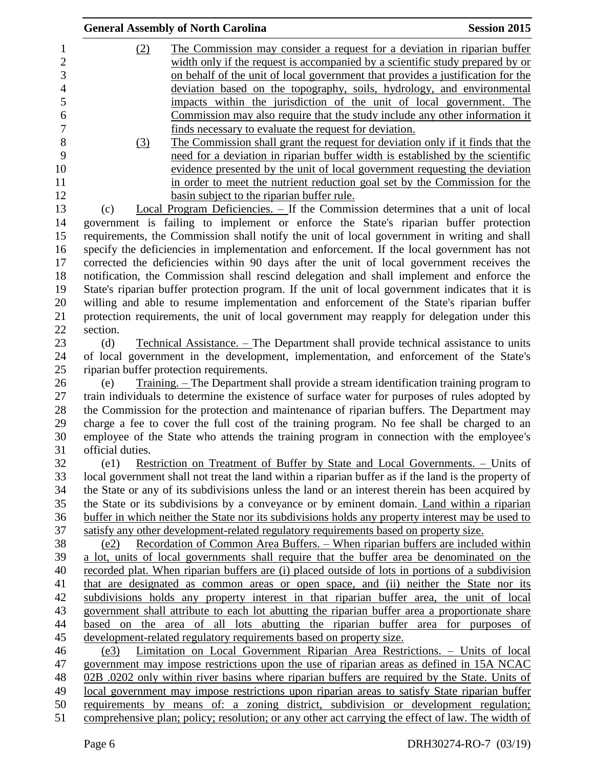(2) The Commission may consider a request for a deviation in riparian buffer width only if the request is accompanied by a scientific study prepared by or on behalf of the unit of local government that provides a justification for the deviation based on the topography, soils, hydrology, and environmental impacts within the jurisdiction of the unit of local government. The Commission may also require that the study include any other information it finds necessary to evaluate the request for deviation.

(3) The Commission shall grant the request for deviation only if it finds that the need for a deviation in riparian buffer width is established by the scientific evidence presented by the unit of local government requesting the deviation in order to meet the nutrient reduction goal set by the Commission for the basin subject to the riparian buffer rule.

(c) Local Program Deficiencies. – If the Commission determines that a unit of local government is failing to implement or enforce the State's riparian buffer protection requirements, the Commission shall notify the unit of local government in writing and shall specify the deficiencies in implementation and enforcement. If the local government has not corrected the deficiencies within 90 days after the unit of local government receives the notification, the Commission shall rescind delegation and shall implement and enforce the State's riparian buffer protection program. If the unit of local government indicates that it is willing and able to resume implementation and enforcement of the State's riparian buffer protection requirements, the unit of local government may reapply for delegation under this section.

(d) Technical Assistance. – The Department shall provide technical assistance to units of local government in the development, implementation, and enforcement of the State's riparian buffer protection requirements.

(e) Training. – The Department shall provide a stream identification training program to train individuals to determine the existence of surface water for purposes of rules adopted by the Commission for the protection and maintenance of riparian buffers. The Department may charge a fee to cover the full cost of the training program. No fee shall be charged to an employee of the State who attends the training program in connection with the employee's official duties.

(e1) Restriction on Treatment of Buffer by State and Local Governments. – Units of local government shall not treat the land within a riparian buffer as if the land is the property of the State or any of its subdivisions unless the land or an interest therein has been acquired by the State or its subdivisions by a conveyance or by eminent domain. Land within a riparian buffer in which neither the State nor its subdivisions holds any property interest may be used to satisfy any other development-related regulatory requirements based on property size.

(e2) Recordation of Common Area Buffers. – When riparian buffers are included within a lot, units of local governments shall require that the buffer area be denominated on the recorded plat. When riparian buffers are (i) placed outside of lots in portions of a subdivision that are designated as common areas or open space, and (ii) neither the State nor its subdivisions holds any property interest in that riparian buffer area, the unit of local government shall attribute to each lot abutting the riparian buffer area a proportionate share based on the area of all lots abutting the riparian buffer area for purposes of development-related regulatory requirements based on property size.

(e3) Limitation on Local Government Riparian Area Restrictions. – Units of local government may impose restrictions upon the use of riparian areas as defined in 15A NCAC 02B .0202 only within river basins where riparian buffers are required by the State. Units of local government may impose restrictions upon riparian areas to satisfy State riparian buffer requirements by means of: a zoning district, subdivision or development regulation; comprehensive plan; policy; resolution; or any other act carrying the effect of law. The width of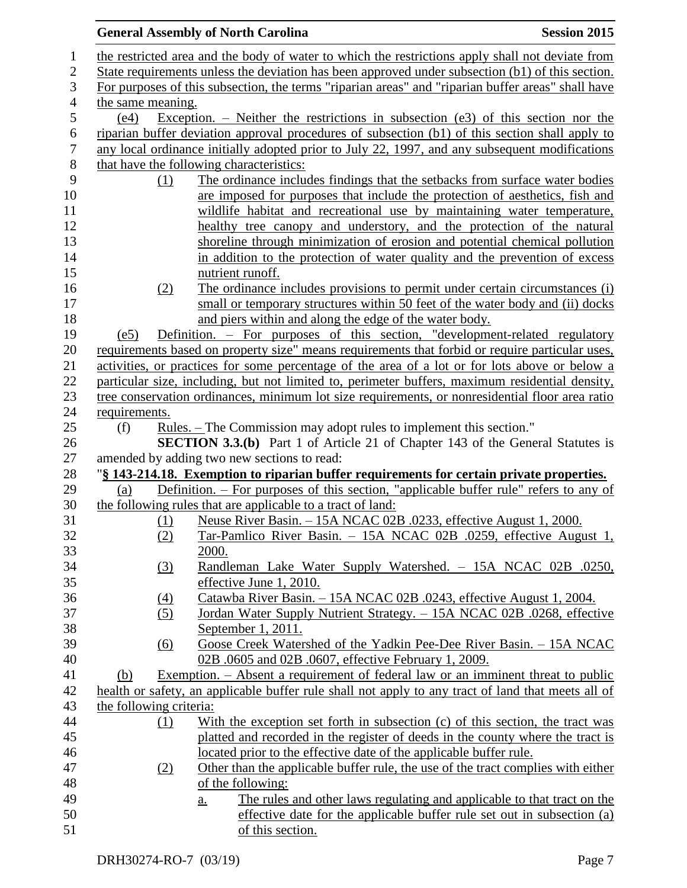the restricted area and the body of water to which the restrictions apply shall not deviate from State requirements unless the deviation has been approved under subsection (b1) of this section. For purposes of this subsection, the terms "riparian areas" and "riparian buffer areas" shall have the same meaning.

(e4) Exception. – Neither the restrictions in subsection (e3) of this section nor the riparian buffer deviation approval procedures of subsection (b1) of this section shall apply to any local ordinance initially adopted prior to July 22, 1997, and any subsequent modifications that have the following characteristics:

(1) The ordinance includes findings that the setbacks from surface water bodies are imposed for purposes that include the protection of aesthetics, fish and wildlife habitat and recreational use by maintaining water temperature, healthy tree canopy and understory, and the protection of the natural shoreline through minimization of erosion and potential chemical pollution in addition to the protection of water quality and the prevention of excess nutrient runoff.

(2) The ordinance includes provisions to permit under certain circumstances (i) small or temporary structures within 50 feet of the water body and (ii) docks and piers within and along the edge of the water body.

(e5) Definition. – For purposes of this section, "development-related regulatory requirements based on property size" means requirements that forbid or require particular uses, activities, or practices for some percentage of the area of a lot or for lots above or below a particular size, including, but not limited to, perimeter buffers, maximum residential density, tree conservation ordinances, minimum lot size requirements, or nonresidential floor area ratio requirements.

(f) Rules. – The Commission may adopt rules to implement this section."

**SECTION 3.3.(b)** Part 1 of Article 21 of Chapter 143 of the General Statutes is amended by adding two new sections to read:

"**§ 143-214.18. Exemption to riparian buffer requirements for certain private properties.**

(a) Definition. – For purposes of this section, "applicable buffer rule" refers to any of the following rules that are applicable to a tract of land:

(1) Neuse River Basin. – 15A NCAC 02B .0233, effective August 1, 2000.

(2) Tar-Pamlico River Basin. – 15A NCAC 02B .0259, effective August 1, 2000.

(3) Randleman Lake Water Supply Watershed. – 15A NCAC 02B .0250, effective June 1, 2010.

(4) Catawba River Basin. – 15A NCAC 02B .0243, effective August 1, 2004.

(5) Jordan Water Supply Nutrient Strategy. – 15A NCAC 02B .0268, effective September 1, 2011.

(6) Goose Creek Watershed of the Yadkin Pee-Dee River Basin. – 15A NCAC 02B .0605 and 02B .0607, effective February 1, 2009.

(b) Exemption. – Absent a requirement of federal law or an imminent threat to public health or safety, an applicable buffer rule shall not apply to any tract of land that meets all of the following criteria:

(1) With the exception set forth in subsection (c) of this section, the tract was platted and recorded in the register of deeds in the county where the tract is located prior to the effective date of the applicable buffer rule.

(2) Other than the applicable buffer rule, the use of the tract complies with either of the following:

a. The rules and other laws regulating and applicable to that tract on the effective date for the applicable buffer rule set out in subsection (a) of this section.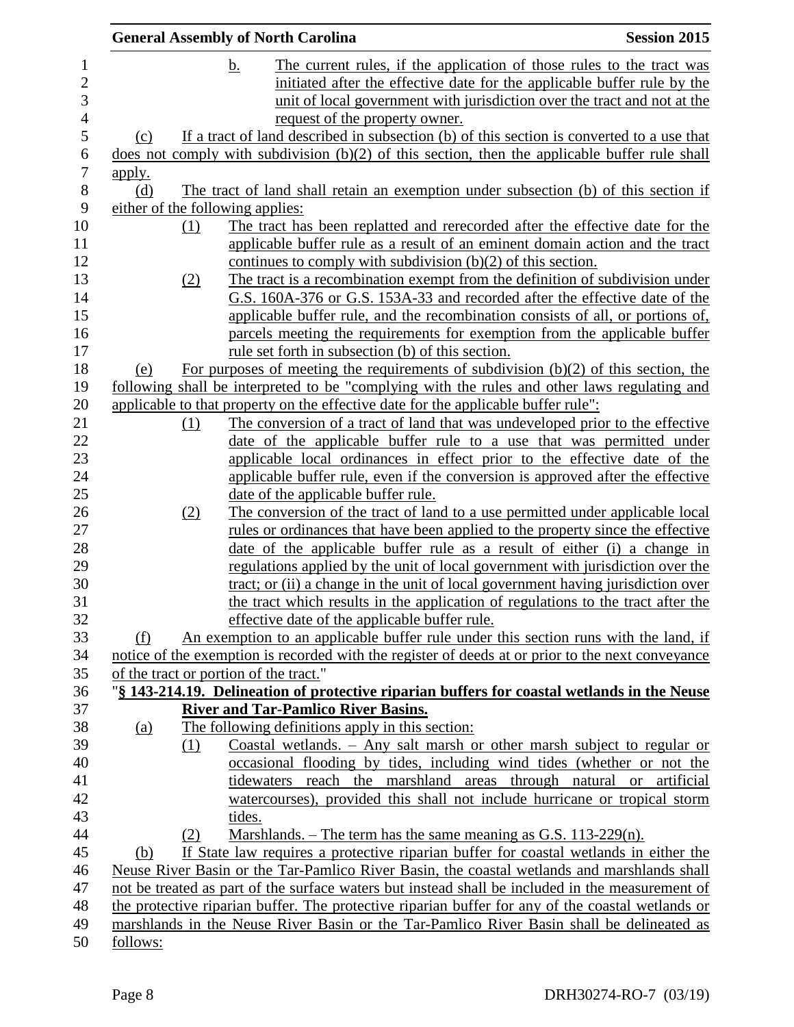b. The current rules, if the application of those rules to the tract was initiated after the effective date for the applicable buffer rule by the unit of local government with jurisdiction over the tract and not at the request of the property owner.

(c) If a tract of land described in subsection (b) of this section is converted to a use that does not comply with subdivision (b)(2) of this section, then the applicable buffer rule shall apply.

(d) The tract of land shall retain an exemption under subsection (b) of this section if either of the following applies:

(1) The tract has been replatted and rerecorded after the effective date for the applicable buffer rule as a result of an eminent domain action and the tract continues to comply with subdivision (b)(2) of this section.

(2) The tract is a recombination exempt from the definition of subdivision under G.S. 160A-376 or G.S. 153A-33 and recorded after the effective date of the applicable buffer rule, and the recombination consists of all, or portions of, parcels meeting the requirements for exemption from the applicable buffer rule set forth in subsection (b) of this section.

(e) For purposes of meeting the requirements of subdivision (b)(2) of this section, the following shall be interpreted to be "complying with the rules and other laws regulating and applicable to that property on the effective date for the applicable buffer rule":

(1) The conversion of a tract of land that was undeveloped prior to the effective date of the applicable buffer rule to a use that was permitted under applicable local ordinances in effect prior to the effective date of the applicable buffer rule, even if the conversion is approved after the effective date of the applicable buffer rule.

(2) The conversion of the tract of land to a use permitted under applicable local rules or ordinances that have been applied to the property since the effective date of the applicable buffer rule as a result of either (i) a change in regulations applied by the unit of local government with jurisdiction over the tract; or (ii) a change in the unit of local government having jurisdiction over the tract which results in the application of regulations to the tract after the effective date of the applicable buffer rule.

(f) An exemption to an applicable buffer rule under this section runs with the land, if notice of the exemption is recorded with the register of deeds at or prior to the next conveyance of the tract or portion of the tract."

"**§ 143-214.19. Delineation of protective riparian buffers for coastal wetlands in the Neuse River and Tar-Pamlico River Basins.**

(a) The following definitions apply in this section:

(1) Coastal wetlands. – Any salt marsh or other marsh subject to regular or occasional flooding by tides, including wind tides (whether or not the tidewaters reach the marshland areas through natural or artificial watercourses), provided this shall not include hurricane or tropical storm tides.

(2) Marshlands. – The term has the same meaning as G.S. 113-229(n).

(b) If State law requires a protective riparian buffer for coastal wetlands in either the Neuse River Basin or the Tar-Pamlico River Basin, the coastal wetlands and marshlands shall not be treated as part of the surface waters but instead shall be included in the measurement of the protective riparian buffer. The protective riparian buffer for any of the coastal wetlands or marshlands in the Neuse River Basin or the Tar-Pamlico River Basin shall be delineated as follows: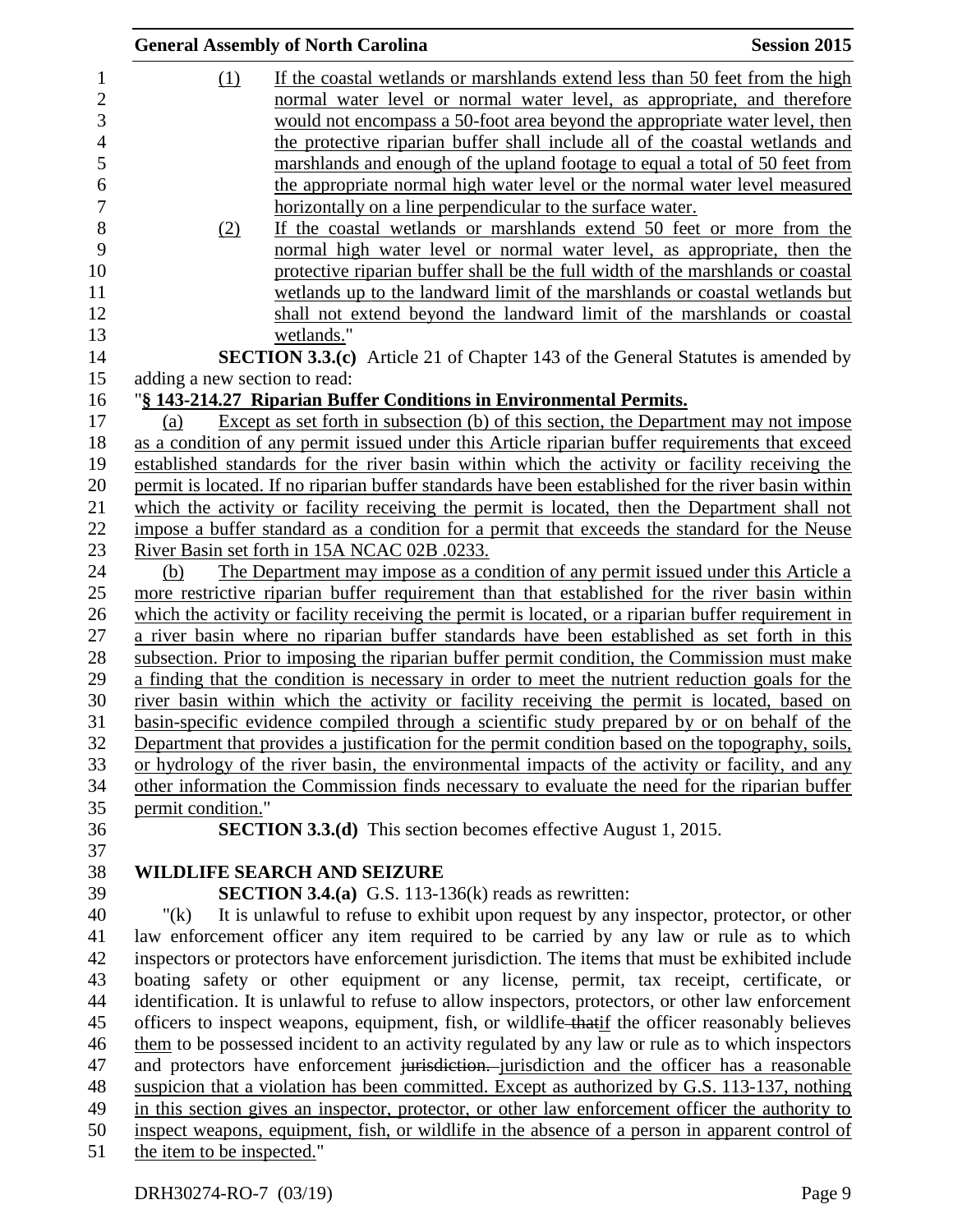(1) If the coastal wetlands or marshlands extend less than 50 feet from the high normal water level or normal water level, as appropriate, and therefore would not encompass a 50-foot area beyond the appropriate water level, then the protective riparian buffer shall include all of the coastal wetlands and marshlands and enough of the upland footage to equal a total of 50 feet from the appropriate normal high water level or the normal water level measured horizontally on a line perpendicular to the surface water.

(2) If the coastal wetlands or marshlands extend 50 feet or more from the normal high water level or normal water level, as appropriate, then the protective riparian buffer shall be the full width of the marshlands or coastal wetlands up to the landward limit of the marshlands or coastal wetlands but shall not extend beyond the landward limit of the marshlands or coastal wetlands."

**SECTION 3.3.(c)** Article 21 of Chapter 143 of the General Statutes is amended by adding a new section to read:

"**§ 143-214.27 Riparian Buffer Conditions in Environmental Permits.**

(a) Except as set forth in subsection (b) of this section, the Department may not impose as a condition of any permit issued under this Article riparian buffer requirements that exceed established standards for the river basin within which the activity or facility receiving the permit is located. If no riparian buffer standards have been established for the river basin within which the activity or facility receiving the permit is located, then the Department shall not impose a buffer standard as a condition for a permit that exceeds the standard for the Neuse River Basin set forth in 15A NCAC 02B .0233.

(b) The Department may impose as a condition of any permit issued under this Article a more restrictive riparian buffer requirement than that established for the river basin within which the activity or facility receiving the permit is located, or a riparian buffer requirement in a river basin where no riparian buffer standards have been established as set forth in this subsection. Prior to imposing the riparian buffer permit condition, the Commission must make a finding that the condition is necessary in order to meet the nutrient reduction goals for the river basin within which the activity or facility receiving the permit is located, based on basin-specific evidence compiled through a scientific study prepared by or on behalf of the Department that provides a justification for the permit condition based on the topography, soils, or hydrology of the river basin, the environmental impacts of the activity or facility, and any other information the Commission finds necessary to evaluate the need for the riparian buffer permit condition."

**SECTION 3.3.(d)** This section becomes effective August 1, 2015.

**WILDLIFE SEARCH AND SEIZURE**

**SECTION 3.4.(a)** G.S. 113-136(k) reads as rewritten:

"(k) It is unlawful to refuse to exhibit upon request by any inspector, protector, or other law enforcement officer any item required to be carried by any law or rule as to which inspectors or protectors have enforcement jurisdiction. The items that must be exhibited include boating safety or other equipment or any license, permit, tax receipt, certificate, or identification. It is unlawful to refuse to allow inspectors, protectors, or other law enforcement officers to inspect weapons, equipment, fish, or wildlife ~~that~~if the officer reasonably believes them to be possessed incident to an activity regulated by any law or rule as to which inspectors and protectors have enforcement ~~jurisdiction.~~ jurisdiction and the officer has a reasonable suspicion that a violation has been committed. Except as authorized by G.S. 113-137, nothing in this section gives an inspector, protector, or other law enforcement officer the authority to inspect weapons, equipment, fish, or wildlife in the absence of a person in apparent control of the item to be inspected."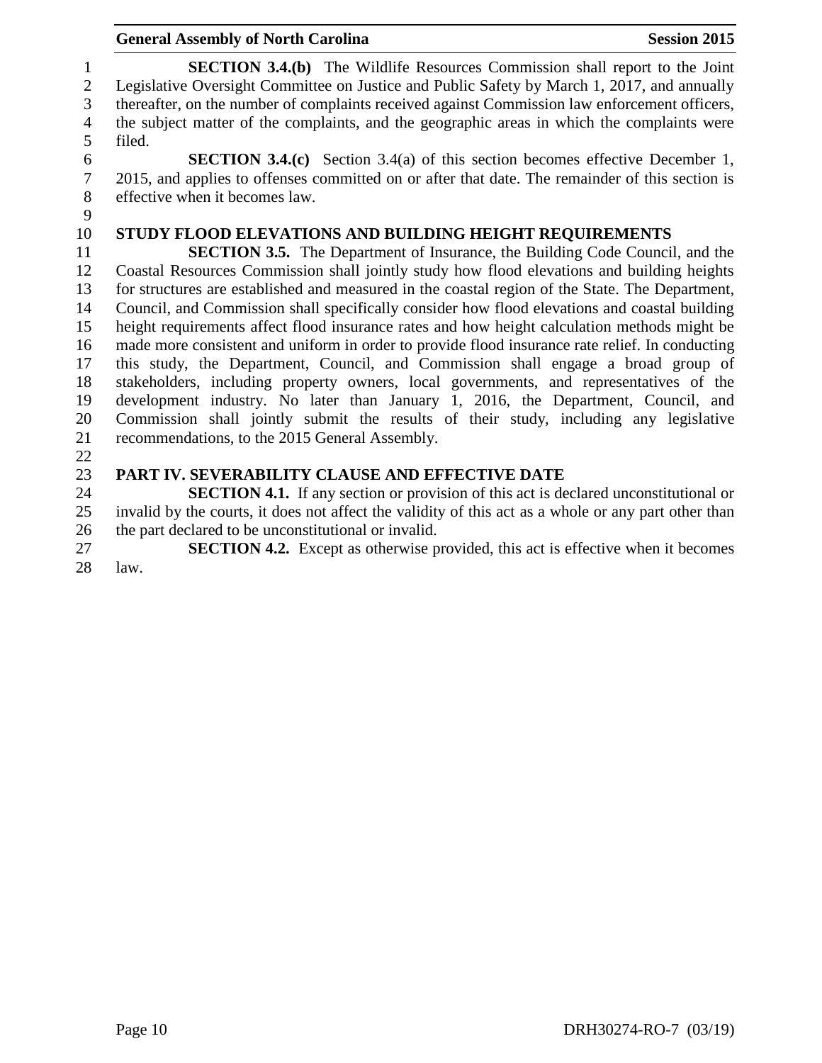**SECTION 3.4.(b)** The Wildlife Resources Commission shall report to the Joint Legislative Oversight Committee on Justice and Public Safety by March 1, 2017, and annually thereafter, on the number of complaints received against Commission law enforcement officers, the subject matter of the complaints, and the geographic areas in which the complaints were filed.

**SECTION 3.4.(c)** Section 3.4(a) of this section becomes effective December 1, 2015, and applies to offenses committed on or after that date. The remainder of this section is effective when it becomes law.

## STUDY FLOOD ELEVATIONS AND BUILDING HEIGHT REQUIREMENTS

**SECTION 3.5.** The Department of Insurance, the Building Code Council, and the Coastal Resources Commission shall jointly study how flood elevations and building heights for structures are established and measured in the coastal region of the State. The Department, Council, and Commission shall specifically consider how flood elevations and coastal building height requirements affect flood insurance rates and how height calculation methods might be made more consistent and uniform in order to provide flood insurance rate relief. In conducting this study, the Department, Council, and Commission shall engage a broad group of stakeholders, including property owners, local governments, and representatives of the development industry. No later than January 1, 2016, the Department, Council, and Commission shall jointly submit the results of their study, including any legislative recommendations, to the 2015 General Assembly.

## PART IV. SEVERABILITY CLAUSE AND EFFECTIVE DATE

**SECTION 4.1.** If any section or provision of this act is declared unconstitutional or invalid by the courts, it does not affect the validity of this act as a whole or any part other than the part declared to be unconstitutional or invalid.

**SECTION 4.2.** Except as otherwise provided, this act is effective when it becomes law.